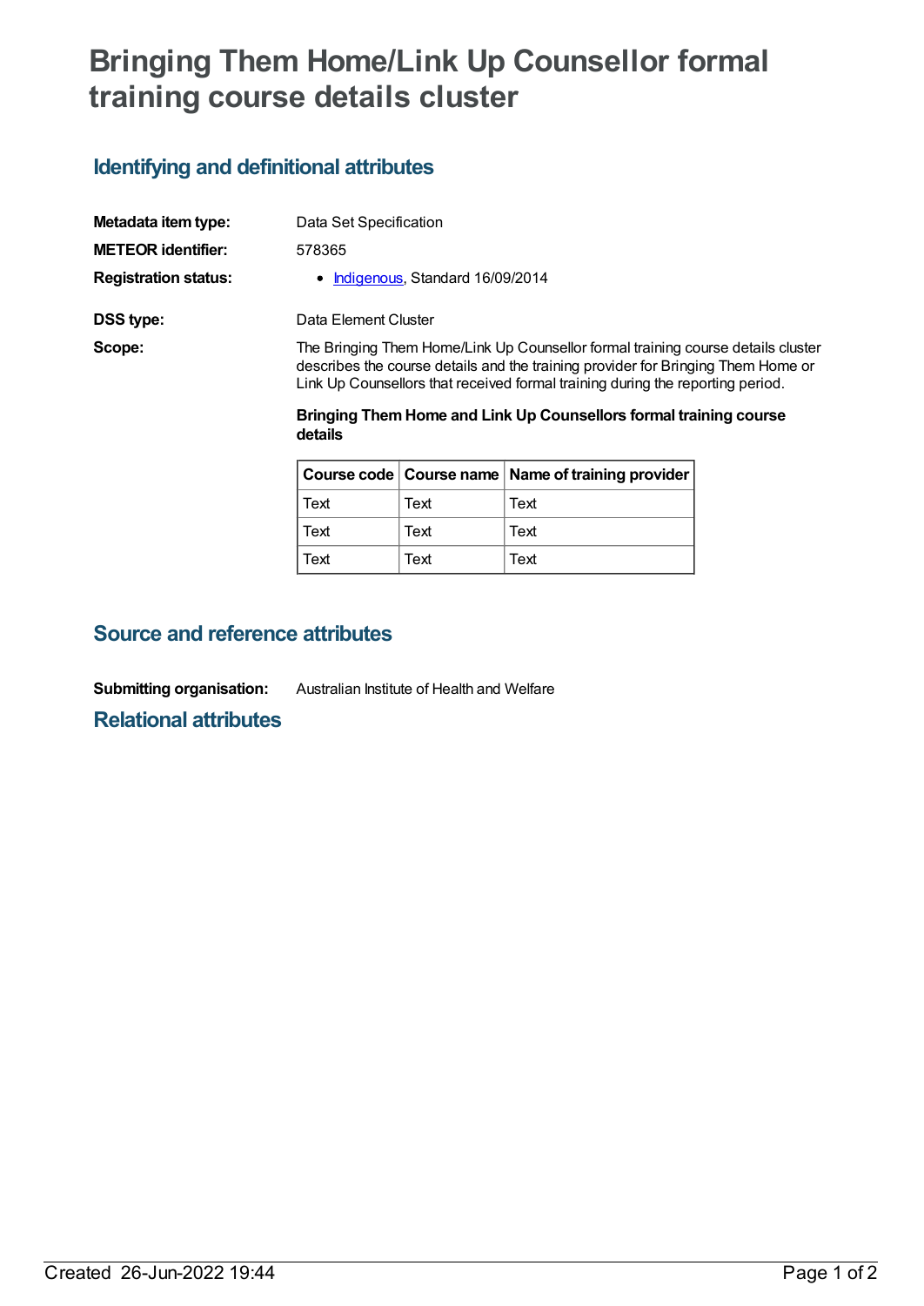# Bringing Them Home/Link Up Counsellor formal training course details cluster

## Identifying and definitional attributes

**Metadata item type:** Data Set Specification

**METEOR identifier:** 578365

**Registration status:**
- Indigenous, Standard 16/09/2014

**DSS type:** Data Element Cluster

**Scope:** The Bringing Them Home/Link Up Counsellor formal training course details cluster describes the course details and the training provider for Bringing Them Home or Link Up Counsellors that received formal training during the reporting period.

**Bringing Them Home and Link Up Counsellors formal training course details**

| Course code | Course name | Name of training provider |
| --- | --- | --- |
| Text | Text | Text |
| Text | Text | Text |
| Text | Text | Text |

## Source and reference attributes

**Submitting organisation:** Australian Institute of Health and Welfare

## Relational attributes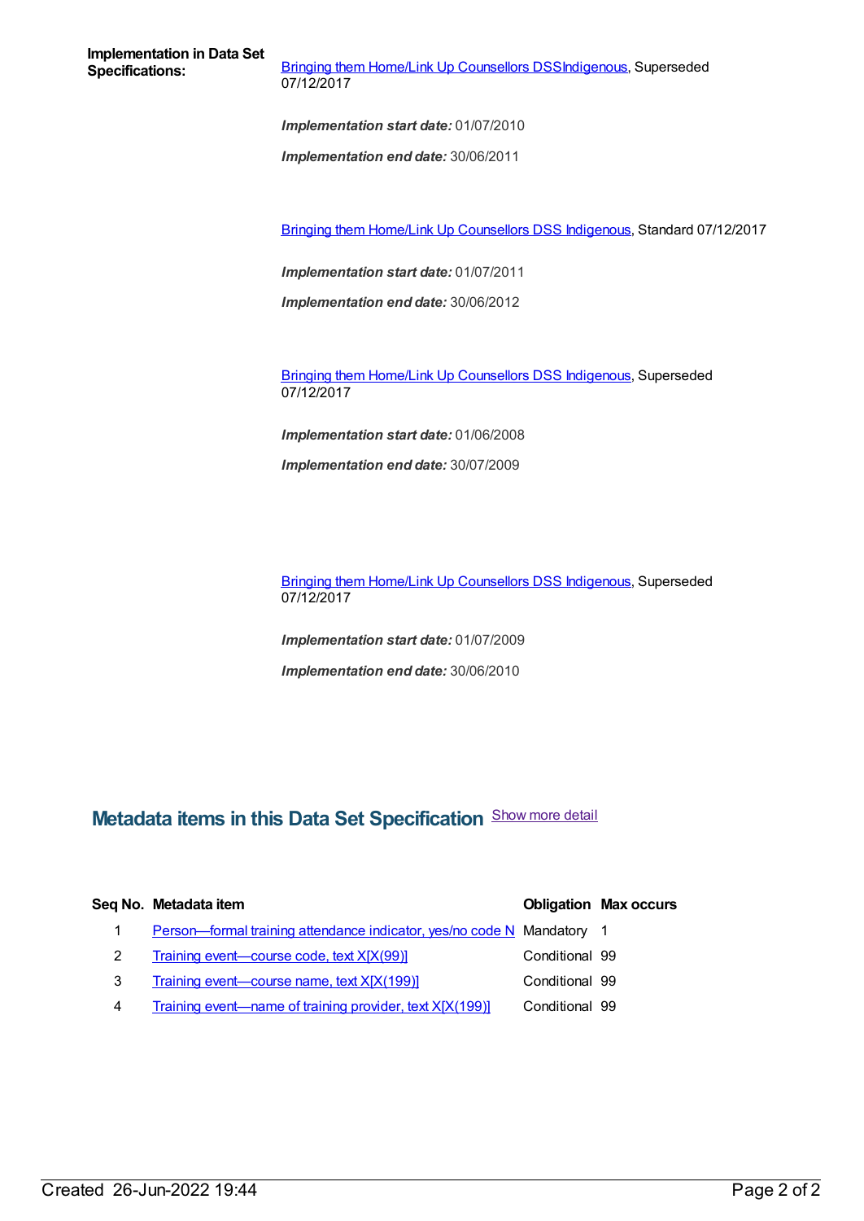**Implementation in Data Set Specifications:**

Bringing them Home/Link Up Counsellors DSSIndigenous, Superseded 07/12/2017

***Implementation start date:*** 01/07/2010

***Implementation end date:*** 30/06/2011

Bringing them Home/Link Up Counsellors DSS Indigenous, Standard 07/12/2017

***Implementation start date:*** 01/07/2011

***Implementation end date:*** 30/06/2012

Bringing them Home/Link Up Counsellors DSS Indigenous, Superseded 07/12/2017

***Implementation start date:*** 01/06/2008

***Implementation end date:*** 30/07/2009

Bringing them Home/Link Up Counsellors DSS Indigenous, Superseded 07/12/2017

***Implementation start date:*** 01/07/2009

***Implementation end date:*** 30/06/2010

## Metadata items in this Data Set Specification

Show more detail

| Seq No. | Metadata item | Obligation | Max occurs |
| --- | --- | --- | --- |
| 1 | Person—formal training attendance indicator, yes/no code N | Mandatory | 1 |
| 2 | Training event—course code, text X[X(99)] | Conditional | 99 |
| 3 | Training event—course name, text X[X(199)] | Conditional | 99 |
| 4 | Training event—name of training provider, text X[X(199)] | Conditional | 99 |